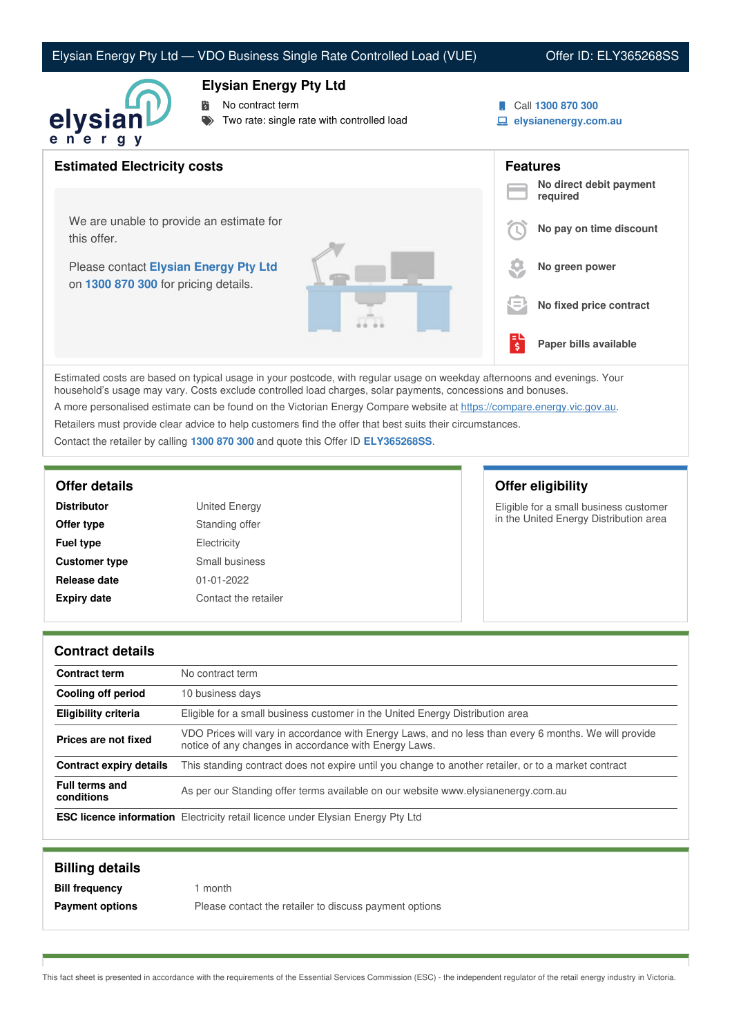# Elysian Energy Pty Ltd — VDO Business Single Rate Controlled Load (VUE)

Offer ID: ELY365268SS

## Elysian Energy Pty Ltd

- No contract term
- Two rate: single rate with controlled load

Call **1300 870 300**
**elysianenergy.com.au**

## Estimated Electricity costs

We are unable to provide an estimate for this offer.

Please contact **Elysian Energy Pty Ltd** on **1300 870 300** for pricing details.

## Features

- **No direct debit payment required**
- **No pay on time discount**
- **No green power**
- **No fixed price contract**
- **Paper bills available**

Estimated costs are based on typical usage in your postcode, with regular usage on weekday afternoons and evenings. Your household's usage may vary. Costs exclude controlled load charges, solar payments, concessions and bonuses.

A more personalised estimate can be found on the Victorian Energy Compare website at https://compare.energy.vic.gov.au.

Retailers must provide clear advice to help customers find the offer that best suits their circumstances.

Contact the retailer by calling **1300 870 300** and quote this Offer ID **ELY365268SS**.

## Offer details

| | |
|---|---|
| **Distributor** | United Energy |
| **Offer type** | Standing offer |
| **Fuel type** | Electricity |
| **Customer type** | Small business |
| **Release date** | 01-01-2022 |
| **Expiry date** | Contact the retailer |

## Offer eligibility

Eligible for a small business customer in the United Energy Distribution area

## Contract details

| | |
|---|---|
| **Contract term** | No contract term |
| **Cooling off period** | 10 business days |
| **Eligibility criteria** | Eligible for a small business customer in the United Energy Distribution area |
| **Prices are not fixed** | VDO Prices will vary in accordance with Energy Laws, and no less than every 6 months. We will provide notice of any changes in accordance with Energy Laws. |
| **Contract expiry details** | This standing contract does not expire until you change to another retailer, or to a market contract |
| **Full terms and conditions** | As per our Standing offer terms available on our website www.elysianenergy.com.au |
| **ESC licence information** | Electricity retail licence under Elysian Energy Pty Ltd |

## Billing details

| | |
|---|---|
| **Bill frequency** | 1 month |
| **Payment options** | Please contact the retailer to discuss payment options |

This fact sheet is presented in accordance with the requirements of the Essential Services Commission (ESC) - the independent regulator of the retail energy industry in Victoria.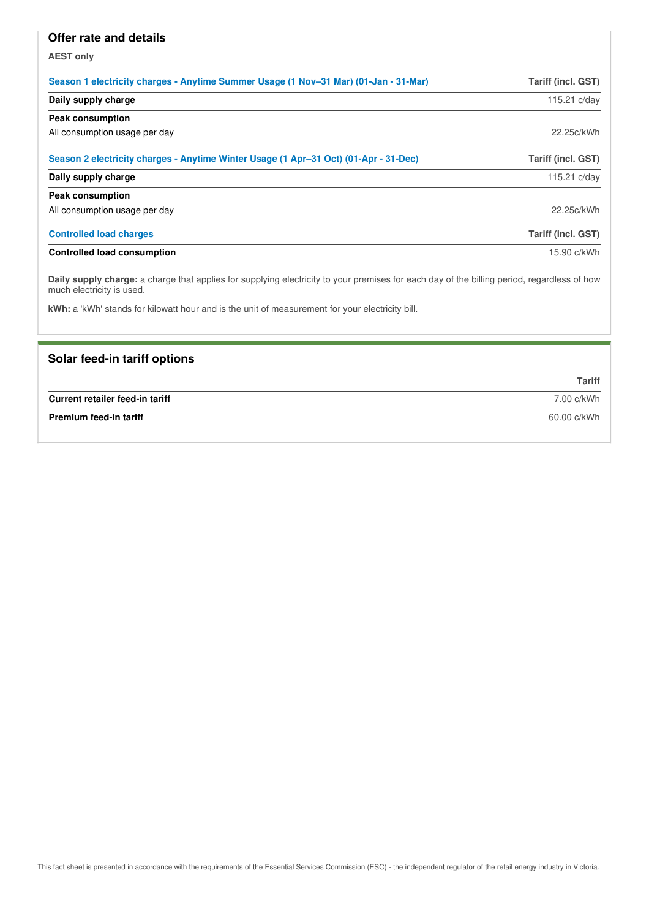## Offer rate and details

**AEST only**

| Season 1 electricity charges - Anytime Summer Usage (1 Nov–31 Mar) (01-Jan - 31-Mar) | Tariff (incl. GST) |
|---|---|
| **Daily supply charge** | 115.21 c/day |
| **Peak consumption** | |
| All consumption usage per day | 22.25c/kWh |

| Season 2 electricity charges - Anytime Winter Usage (1 Apr–31 Oct) (01-Apr - 31-Dec) | Tariff (incl. GST) |
|---|---|
| **Daily supply charge** | 115.21 c/day |
| **Peak consumption** | |
| All consumption usage per day | 22.25c/kWh |

| Controlled load charges | Tariff (incl. GST) |
|---|---|
| **Controlled load consumption** | 15.90 c/kWh |

**Daily supply charge:** a charge that applies for supplying electricity to your premises for each day of the billing period, regardless of how much electricity is used.

**kWh:** a 'kWh' stands for kilowatt hour and is the unit of measurement for your electricity bill.

## Solar feed-in tariff options

| | Tariff |
|---|---|
| **Current retailer feed-in tariff** | 7.00 c/kWh |
| **Premium feed-in tariff** | 60.00 c/kWh |

This fact sheet is presented in accordance with the requirements of the Essential Services Commission (ESC) - the independent regulator of the retail energy industry in Victoria.